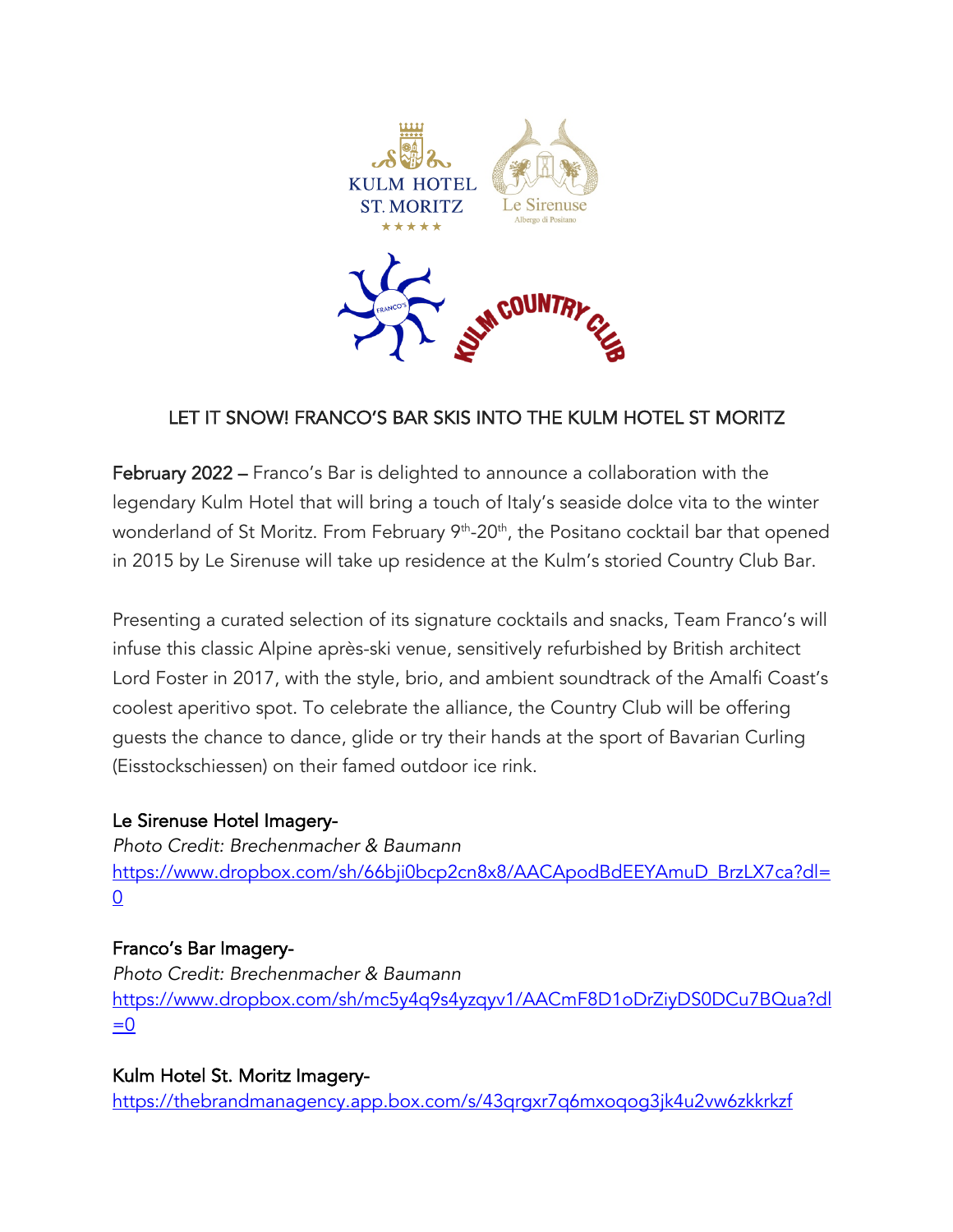KULM HOTEL ST. MORITZ ★★★★★

Le Sirenuse
Albergo di Positano

FRANCO'S

KULM COUNTRY CLUB

# LET IT SNOW! FRANCO'S BAR SKIS INTO THE KULM HOTEL ST MORITZ

**February 2022** – Franco's Bar is delighted to announce a collaboration with the legendary Kulm Hotel that will bring a touch of Italy's seaside dolce vita to the winter wonderland of St Moritz. From February 9th-20th, the Positano cocktail bar that opened in 2015 by Le Sirenuse will take up residence at the Kulm's storied Country Club Bar.

Presenting a curated selection of its signature cocktails and snacks, Team Franco's will infuse this classic Alpine après-ski venue, sensitively refurbished by British architect Lord Foster in 2017, with the style, brio, and ambient soundtrack of the Amalfi Coast's coolest aperitivo spot. To celebrate the alliance, the Country Club will be offering guests the chance to dance, glide or try their hands at the sport of Bavarian Curling (Eisstockschiessen) on their famed outdoor ice rink.

**Le Sirenuse Hotel Imagery-**
*Photo Credit: Brechenmacher & Baumann*
https://www.dropbox.com/sh/66bji0bcp2cn8x8/AACApodBdEEYAmuD_BrzLX7ca?dl=0

**Franco's Bar Imagery-**
*Photo Credit: Brechenmacher & Baumann*
https://www.dropbox.com/sh/mc5y4q9s4yzqyv1/AACmF8D1oDrZiyDS0DCu7BQua?dl=0

**Kulm Hotel St. Moritz Imagery-**
https://thebrandmanagency.app.box.com/s/43qrgxr7q6mxoqog3jk4u2vw6zkkrkzf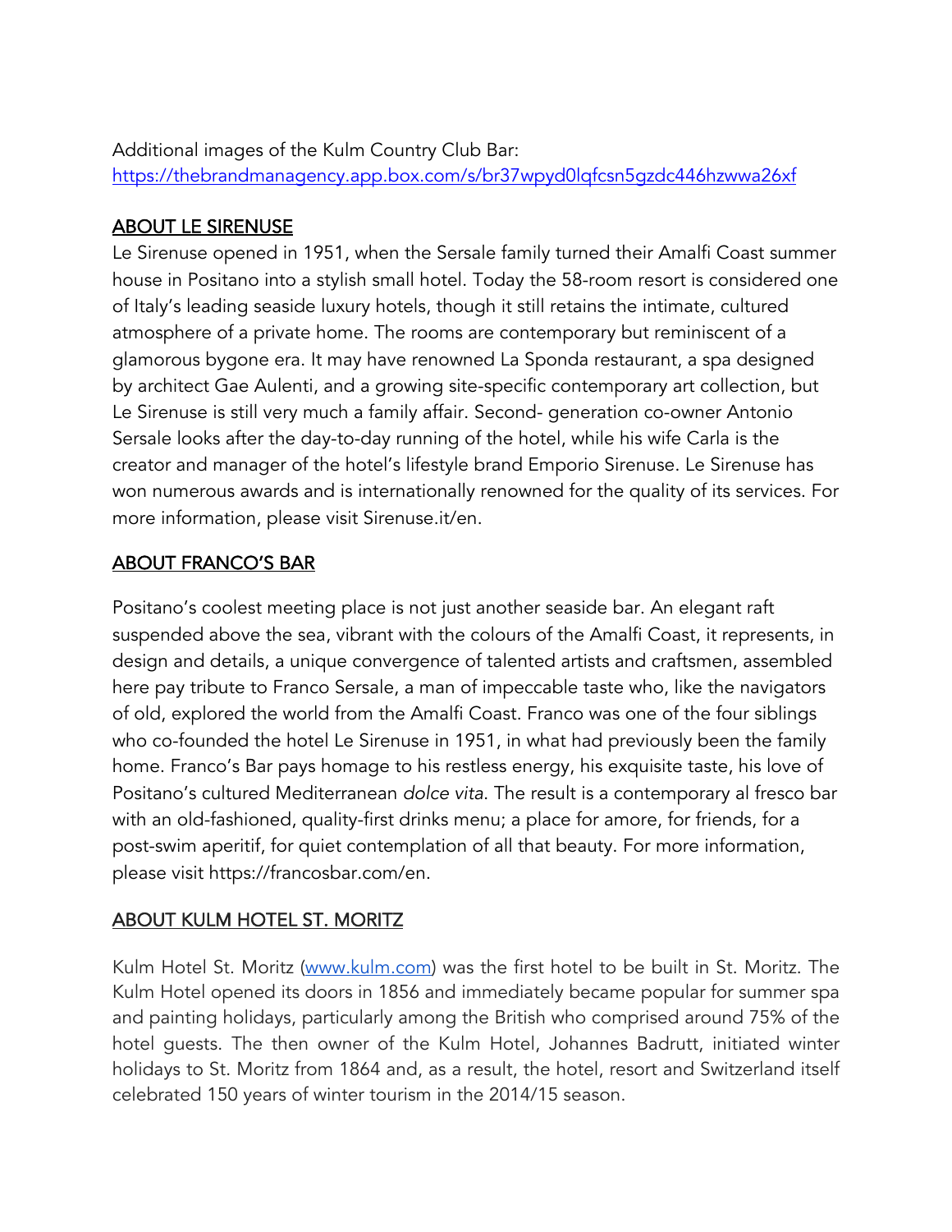Additional images of the Kulm Country Club Bar:
[https://thebrandmanagency.app.box.com/s/br37wpyd0lqfcsn5gzdc446hzwwa26xf](https://thebrandmanagency.app.box.com/s/br37wpyd0lqfcsn5gzdc446hzwwa26xf)

## ABOUT LE SIRENUSE

Le Sirenuse opened in 1951, when the Sersale family turned their Amalfi Coast summer house in Positano into a stylish small hotel. Today the 58-room resort is considered one of Italy's leading seaside luxury hotels, though it still retains the intimate, cultured atmosphere of a private home. The rooms are contemporary but reminiscent of a glamorous bygone era. It may have renowned La Sponda restaurant, a spa designed by architect Gae Aulenti, and a growing site-specific contemporary art collection, but Le Sirenuse is still very much a family affair. Second- generation co-owner Antonio Sersale looks after the day-to-day running of the hotel, while his wife Carla is the creator and manager of the hotel's lifestyle brand Emporio Sirenuse. Le Sirenuse has won numerous awards and is internationally renowned for the quality of its services. For more information, please visit Sirenuse.it/en.

## ABOUT FRANCO'S BAR

Positano's coolest meeting place is not just another seaside bar. An elegant raft suspended above the sea, vibrant with the colours of the Amalfi Coast, it represents, in design and details, a unique convergence of talented artists and craftsmen, assembled here pay tribute to Franco Sersale, a man of impeccable taste who, like the navigators of old, explored the world from the Amalfi Coast. Franco was one of the four siblings who co-founded the hotel Le Sirenuse in 1951, in what had previously been the family home. Franco's Bar pays homage to his restless energy, his exquisite taste, his love of Positano's cultured Mediterranean *dolce vita*. The result is a contemporary al fresco bar with an old-fashioned, quality-first drinks menu; a place for amore, for friends, for a post-swim aperitif, for quiet contemplation of all that beauty. For more information, please visit https://francosbar.com/en.

## ABOUT KULM HOTEL ST. MORITZ

Kulm Hotel St. Moritz ([www.kulm.com](http://www.kulm.com)) was the first hotel to be built in St. Moritz. The Kulm Hotel opened its doors in 1856 and immediately became popular for summer spa and painting holidays, particularly among the British who comprised around 75% of the hotel guests. The then owner of the Kulm Hotel, Johannes Badrutt, initiated winter holidays to St. Moritz from 1864 and, as a result, the hotel, resort and Switzerland itself celebrated 150 years of winter tourism in the 2014/15 season.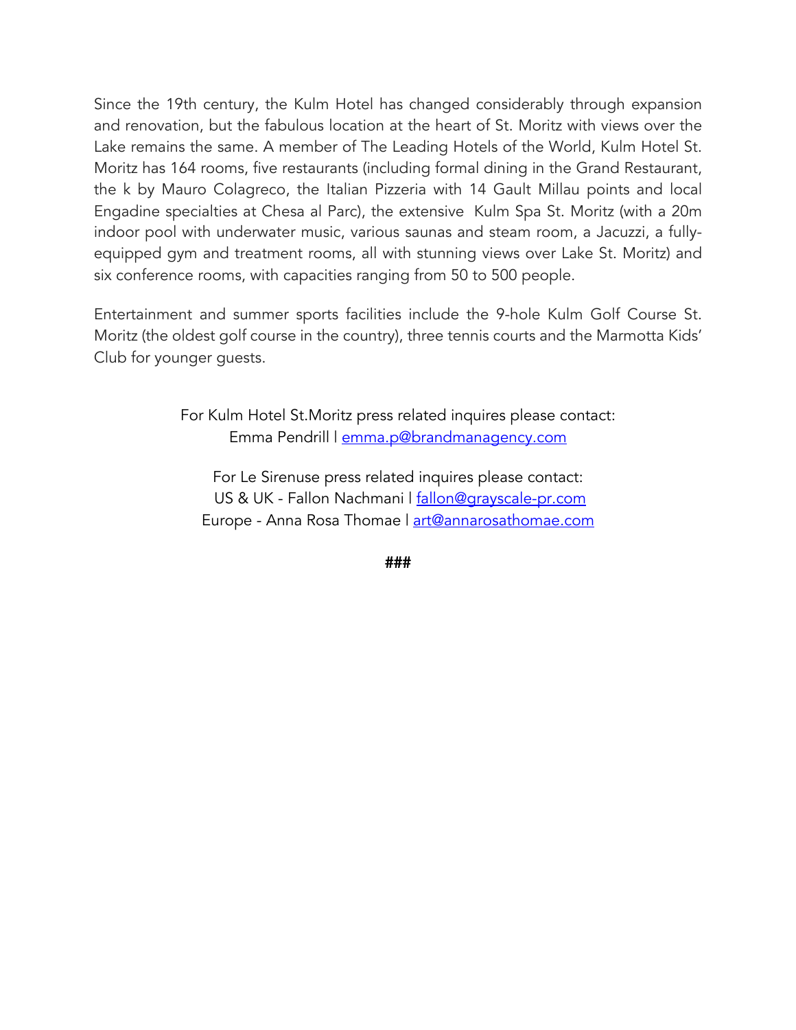Since the 19th century, the Kulm Hotel has changed considerably through expansion and renovation, but the fabulous location at the heart of St. Moritz with views over the Lake remains the same. A member of The Leading Hotels of the World, Kulm Hotel St. Moritz has 164 rooms, five restaurants (including formal dining in the Grand Restaurant, the k by Mauro Colagreco, the Italian Pizzeria with 14 Gault Millau points and local Engadine specialties at Chesa al Parc), the extensive Kulm Spa St. Moritz (with a 20m indoor pool with underwater music, various saunas and steam room, a Jacuzzi, a fully-equipped gym and treatment rooms, all with stunning views over Lake St. Moritz) and six conference rooms, with capacities ranging from 50 to 500 people.

Entertainment and summer sports facilities include the 9-hole Kulm Golf Course St. Moritz (the oldest golf course in the country), three tennis courts and the Marmotta Kids' Club for younger guests.

For Kulm Hotel St.Moritz press related inquires please contact:
Emma Pendrill | emma.p@brandmanagency.com

For Le Sirenuse press related inquires please contact:
US & UK - Fallon Nachmani | fallon@grayscale-pr.com
Europe - Anna Rosa Thomae | art@annarosathomae.com

###